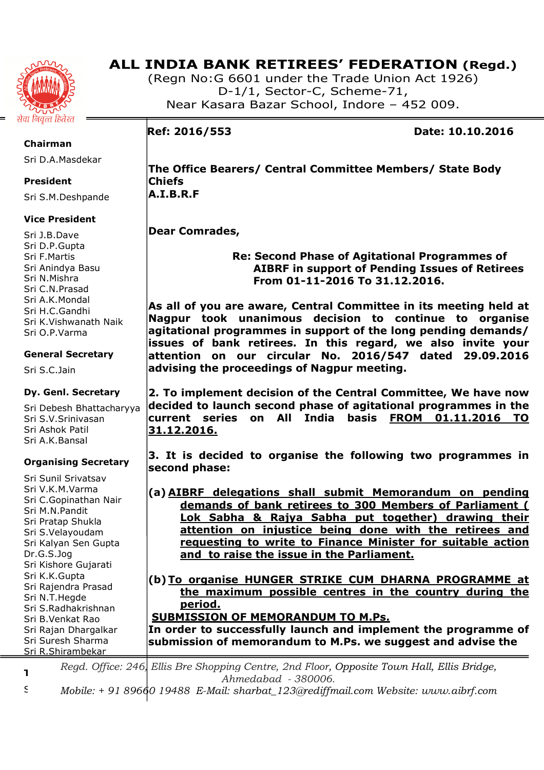# ALL INDIA BANK RETIREES' FEDERATION (Regd.)

(Regn No:G 6601 under the Trade Union Act 1926)
D-1/1, Sector-C, Scheme-71,
Near Kasara Bazar School, Indore – 452 009.

सेवा निवृत्त हितेरत

**Chairman**
Sri D.A.Masdekar

**President**
Sri S.M.Deshpande

**Vice President**
Sri J.B.Dave
Sri D.P.Gupta
Sri F.Martis
Sri Anindya Basu
Sri N.Mishra
Sri C.N.Prasad
Sri A.K.Mondal
Sri H.C.Gandhi
Sri K.Vishwanath Naik
Sri O.P.Varma

**General Secretary**
Sri S.C.Jain

**Dy. Genl. Secretary**
Sri Debesh Bhattacharyya
Sri S.V.Srinivasan
Sri Ashok Patil
Sri A.K.Bansal

**Organising Secretary**
Sri Sunil Srivatsav
Sri V.K.M.Varma
Sri C.Gopinathan Nair
Sri M.N.Pandit
Sri Pratap Shukla
Sri S.Velayoudam
Sri Kalyan Sen Gupta
Dr.G.S.Jog
Sri Kishore Gujarati
Sri K.K.Gupta
Sri Rajendra Prasad
Sri N.T.Hegde
Sri S.Radhakrishnan
Sri B.Venkat Rao
Sri Rajan Dhargalkar
Sri Suresh Sharma
Sri R.Shirambekar

**Ref: 2016/553** **Date: 10.10.2016**

**The Office Bearers/ Central Committee Members/ State Body Chiefs**
**A.I.B.R.F**

**Dear Comrades,**

**Re: Second Phase of Agitational Programmes of AIBRF in support of Pending Issues of Retirees From 01-11-2016 To 31.12.2016.**

**As all of you are aware, Central Committee in its meeting held at Nagpur took unanimous decision to continue to organise agitational programmes in support of the long pending demands/ issues of bank retirees. In this regard, we also invite your attention on our circular No. 2016/547 dated 29.09.2016 advising the proceedings of Nagpur meeting.**

**2. To implement decision of the Central Committee, We have now decided to launch second phase of agitational programmes in the current series on All India basis <u>FROM 01.11.2016 TO 31.12.2016.</u>**

**3. It is decided to organise the following two programmes in second phase:**

**(a) <u>AIBRF delegations shall submit Memorandum on pending demands of bank retirees to 300 Members of Parliament ( Lok Sabha & Rajya Sabha put together) drawing their attention on injustice being done with the retirees and requesting to write to Finance Minister for suitable action and to raise the issue in the Parliament.</u>**

**(b) <u>To organise HUNGER STRIKE CUM DHARNA PROGRAMME at the maximum possible centres in the country during the period.</u>**

**<u>SUBMISSION OF MEMORANDUM TO M.Ps.</u>**

**In order to successfully launch and implement the programme of submission of memorandum to M.Ps. we suggest and advise the**

*Regd. Office: 246, Ellis Bre Shopping Centre, 2nd Floor, Opposite Town Hall, Ellis Bridge, Ahmedabad - 380006.*
*Mobile: + 91 89660 19488 E-Mail: sharbat_123@rediffmail.com Website: www.aibrf.com*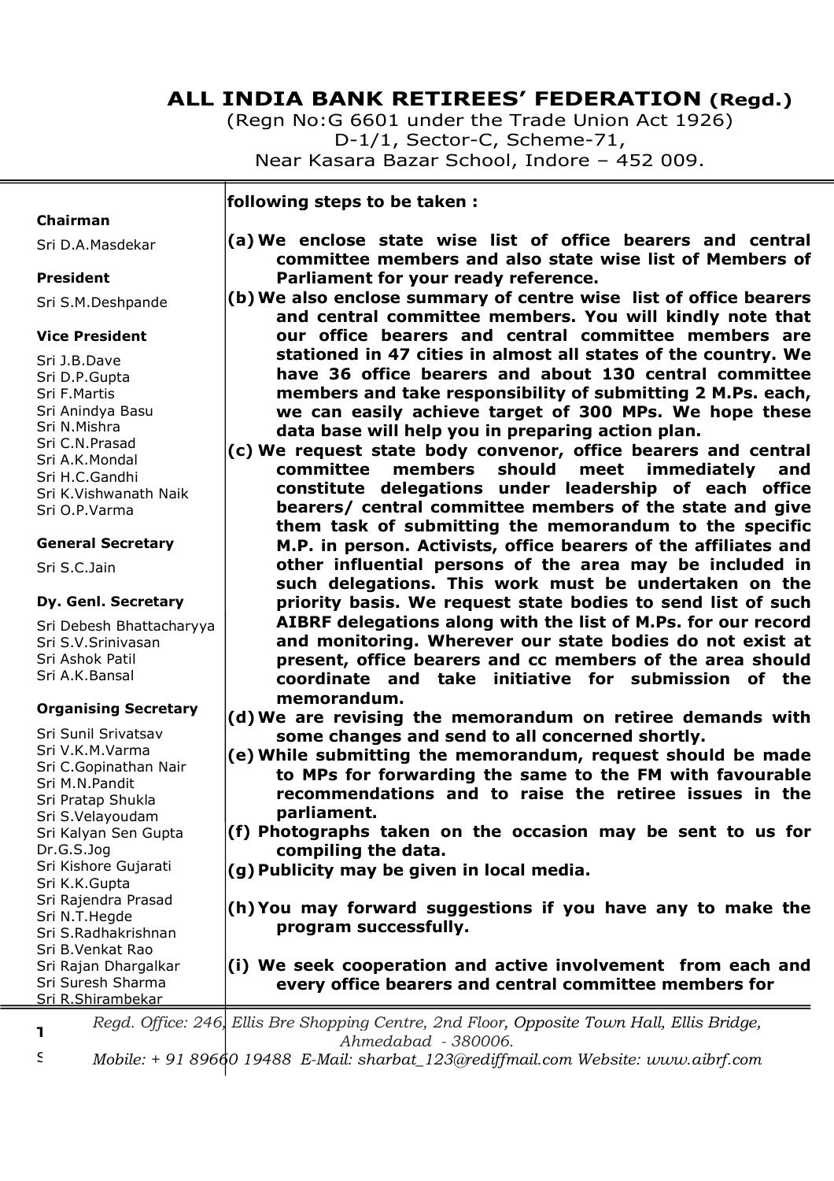# ALL INDIA BANK RETIREES' FEDERATION (Regd.)

(Regn No:G 6601 under the Trade Union Act 1926)
D-1/1, Sector-C, Scheme-71,
Near Kasara Bazar School, Indore – 452 009.

**Chairman**
Sri D.A.Masdekar

**President**
Sri S.M.Deshpande

**Vice President**
Sri J.B.Dave
Sri D.P.Gupta
Sri F.Martis
Sri Anindya Basu
Sri N.Mishra
Sri C.N.Prasad
Sri A.K.Mondal
Sri H.C.Gandhi
Sri K.Vishwanath Naik
Sri O.P.Varma

**General Secretary**
Sri S.C.Jain

**Dy. Genl. Secretary**
Sri Debesh Bhattacharyya
Sri S.V.Srinivasan
Sri Ashok Patil
Sri A.K.Bansal

**Organising Secretary**
Sri Sunil Srivatsav
Sri V.K.M.Varma
Sri C.Gopinathan Nair
Sri M.N.Pandit
Sri Pratap Shukla
Sri S.Velayoudam
Sri Kalyan Sen Gupta
Dr.G.S.Jog
Sri Kishore Gujarati
Sri K.K.Gupta
Sri Rajendra Prasad
Sri N.T.Hegde
Sri S.Radhakrishnan
Sri B.Venkat Rao
Sri Rajan Dhargalkar
Sri Suresh Sharma
Sri R.Shirambekar

**following steps to be taken :**

**(a) We enclose state wise list of office bearers and central committee members and also state wise list of Members of Parliament for your ready reference.**

**(b) We also enclose summary of centre wise list of office bearers and central committee members. You will kindly note that our office bearers and central committee members are stationed in 47 cities in almost all states of the country. We have 36 office bearers and about 130 central committee members and take responsibility of submitting 2 M.Ps. each, we can easily achieve target of 300 MPs. We hope these data base will help you in preparing action plan.**

**(c) We request state body convenor, office bearers and central committee members should meet immediately and constitute delegations under leadership of each office bearers/ central committee members of the state and give them task of submitting the memorandum to the specific M.P. in person. Activists, office bearers of the affiliates and other influential persons of the area may be included in such delegations. This work must be undertaken on the priority basis. We request state bodies to send list of such AIBRF delegations along with the list of M.Ps. for our record and monitoring. Wherever our state bodies do not exist at present, office bearers and cc members of the area should coordinate and take initiative for submission of the memorandum.**

**(d) We are revising the memorandum on retiree demands with some changes and send to all concerned shortly.**

**(e) While submitting the memorandum, request should be made to MPs for forwarding the same to the FM with favourable recommendations and to raise the retiree issues in the parliament.**

**(f) Photographs taken on the occasion may be sent to us for compiling the data.**

**(g) Publicity may be given in local media.**

**(h) You may forward suggestions if you have any to make the program successfully.**

**(i) We seek cooperation and active involvement from each and every office bearers and central committee members for**

*Regd. Office: 246, Ellis Bre Shopping Centre, 2nd Floor, Opposite Town Hall, Ellis Bridge, Ahmedabad - 380006.*
*Mobile: + 91 89660 19488 E-Mail: sharbat_123@rediffmail.com Website: www.aibrf.com*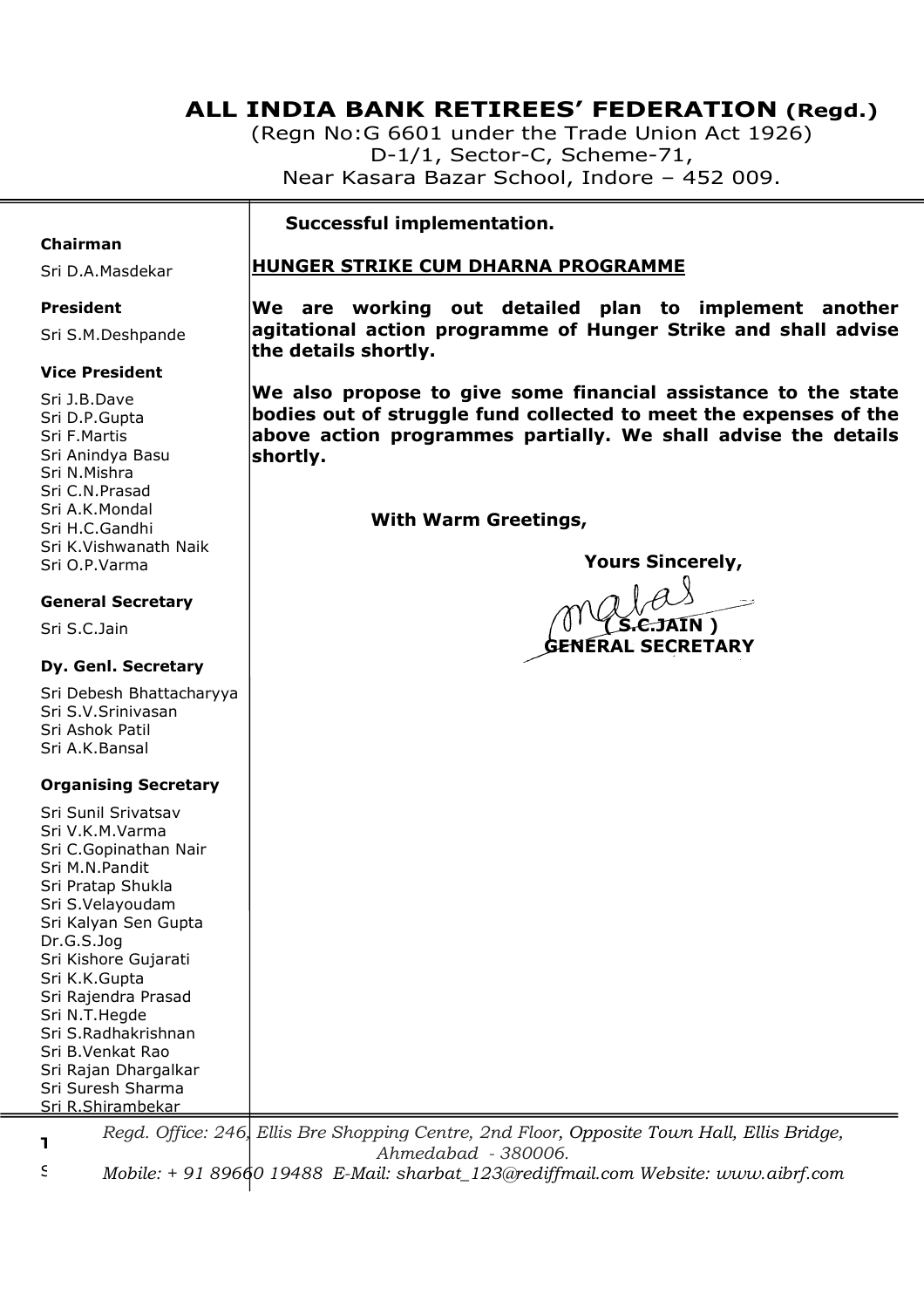# ALL INDIA BANK RETIREES' FEDERATION (Regd.)

(Regn No:G 6601 under the Trade Union Act 1926)
D-1/1, Sector-C, Scheme-71,
Near Kasara Bazar School, Indore – 452 009.

**Chairman**
Sri D.A.Masdekar

**President**
Sri S.M.Deshpande

**Vice President**
Sri J.B.Dave
Sri D.P.Gupta
Sri F.Martis
Sri Anindya Basu
Sri N.Mishra
Sri C.N.Prasad
Sri A.K.Mondal
Sri H.C.Gandhi
Sri K.Vishwanath Naik
Sri O.P.Varma

**General Secretary**
Sri S.C.Jain

**Dy. Genl. Secretary**
Sri Debesh Bhattacharyya
Sri S.V.Srinivasan
Sri Ashok Patil
Sri A.K.Bansal

**Organising Secretary**
Sri Sunil Srivatsav
Sri V.K.M.Varma
Sri C.Gopinathan Nair
Sri M.N.Pandit
Sri Pratap Shukla
Sri S.Velayoudam
Sri Kalyan Sen Gupta
Dr.G.S.Jog
Sri Kishore Gujarati
Sri K.K.Gupta
Sri Rajendra Prasad
Sri N.T.Hegde
Sri S.Radhakrishnan
Sri B.Venkat Rao
Sri Rajan Dhargalkar
Sri Suresh Sharma
Sri R.Shirambekar

**Successful implementation.**

**HUNGER STRIKE CUM DHARNA PROGRAMME**

**We are working out detailed plan to implement another agitational action programme of Hunger Strike and shall advise the details shortly.**

**We also propose to give some financial assistance to the state bodies out of struggle fund collected to meet the expenses of the above action programmes partially. We shall advise the details shortly.**

**With Warm Greetings,**

**Yours Sincerely,**

**( S.C.JAIN )**
**GENERAL SECRETARY**

*Regd. Office: 246, Ellis Bre Shopping Centre, 2nd Floor, Opposite Town Hall, Ellis Bridge, Ahmedabad - 380006.*
*Mobile: + 91 89660 19488 E-Mail: sharbat_123@rediffmail.com Website: www.aibrf.com*